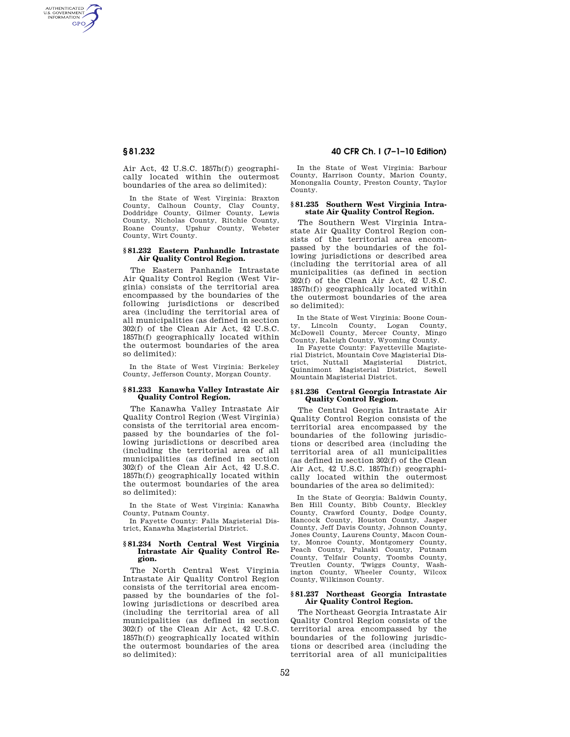Air Act, 42 U.S.C. 1857h(f)) geographically located within the outermost boundaries of the area so delimited):

In the State of West Virginia: Braxton County, Calhoun County, Clay County, Doddridge County, Gilmer County, Lewis County, Nicholas County, Ritchie County, Roane County, Upshur County, Webster County, Wirt County.

### § 81.232 Eastern Panhandle Intrastate Air Quality Control Region.

The Eastern Panhandle Intrastate Air Quality Control Region (West Virginia) consists of the territorial area encompassed by the boundaries of the following jurisdictions or described area (including the territorial area of all municipalities (as defined in section 302(f) of the Clean Air Act, 42 U.S.C. 1857h(f) geographically located within the outermost boundaries of the area so delimited):

In the State of West Virginia: Berkeley County, Jefferson County, Morgan County.

### § 81.233 Kanawha Valley Intrastate Air Quality Control Region.

The Kanawha Valley Intrastate Air Quality Control Region (West Virginia) consists of the territorial area encompassed by the boundaries of the following jurisdictions or described area (including the territorial area of all municipalities (as defined in section 302(f) of the Clean Air Act, 42 U.S.C. 1857h(f)) geographically located within the outermost boundaries of the area so delimited):

In the State of West Virginia: Kanawha County, Putnam County.

In Fayette County: Falls Magisterial District, Kanawha Magisterial District.

### § 81.234 North Central West Virginia Intrastate Air Quality Control Region.

The North Central West Virginia Intrastate Air Quality Control Region consists of the territorial area encompassed by the boundaries of the following jurisdictions or described area (including the territorial area of all municipalities (as defined in section 302(f) of the Clean Air Act, 42 U.S.C. 1857h(f)) geographically located within the outermost boundaries of the area so delimited):

In the State of West Virginia: Barbour County, Harrison County, Marion County, Monongalia County, Preston County, Taylor County.

### § 81.235 Southern West Virginia Intrastate Air Quality Control Region.

The Southern West Virginia Intrastate Air Quality Control Region consists of the territorial area encompassed by the boundaries of the following jurisdictions or described area (including the territorial area of all municipalities (as defined in section 302(f) of the Clean Air Act, 42 U.S.C. 1857h(f)) geographically located within the outermost boundaries of the area so delimited):

In the State of West Virginia: Boone County, Lincoln County, Logan County, McDowell County, Mercer County, Mingo County, Raleigh County, Wyoming County.

In Fayette County: Fayetteville Magisterial District, Mountain Cove Magisterial District, Nuttall Magisterial District, Quinnimont Magisterial District, Sewell Mountain Magisterial District.

### § 81.236 Central Georgia Intrastate Air Quality Control Region.

The Central Georgia Intrastate Air Quality Control Region consists of the territorial area encompassed by the boundaries of the following jurisdictions or described area (including the territorial area of all municipalities (as defined in section 302(f) of the Clean Air Act, 42 U.S.C. 1857h(f)) geographically located within the outermost boundaries of the area so delimited):

In the State of Georgia: Baldwin County, Ben Hill County, Bibb County, Bleckley County, Crawford County, Dodge County, Hancock County, Houston County, Jasper County, Jeff Davis County, Johnson County, Jones County, Laurens County, Macon County, Monroe County, Montgomery County, Peach County, Pulaski County, Putnam County, Telfair County, Toombs County, Treutlen County, Twiggs County, Washington County, Wheeler County, Wilcox County, Wilkinson County.

### § 81.237 Northeast Georgia Intrastate Air Quality Control Region.

The Northeast Georgia Intrastate Air Quality Control Region consists of the territorial area encompassed by the boundaries of the following jurisdictions or described area (including the territorial area of all municipalities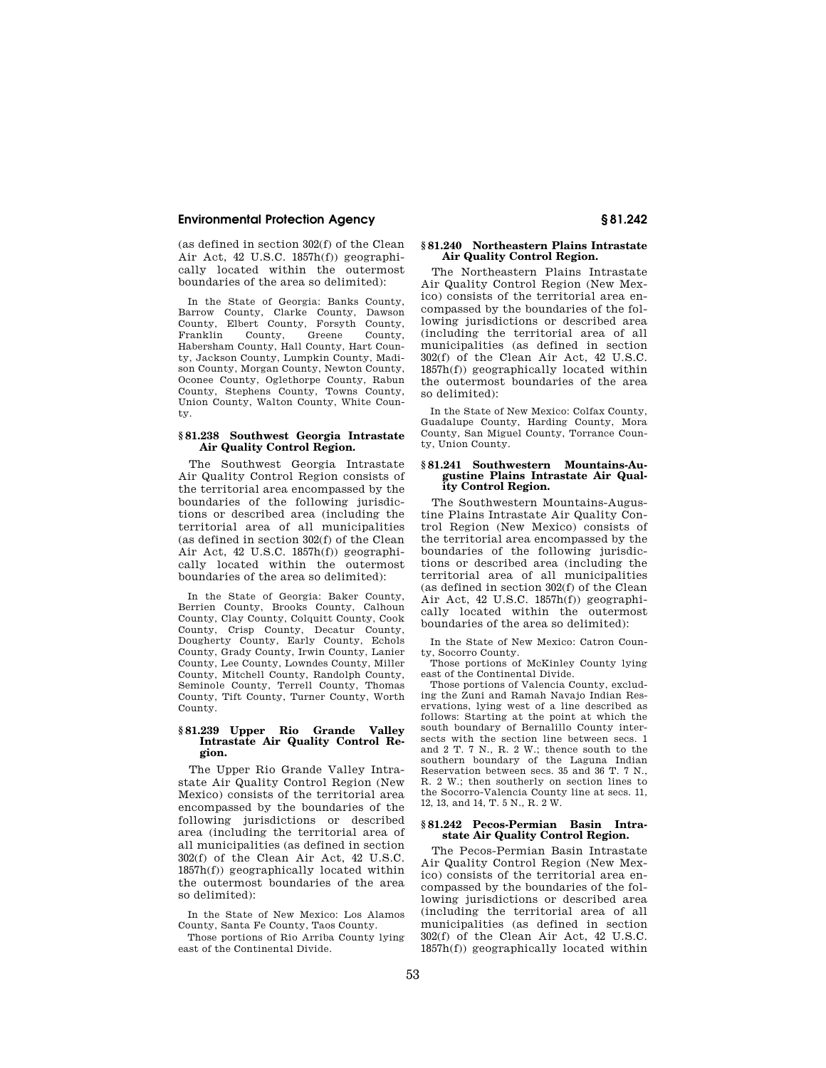(as defined in section 302(f) of the Clean Air Act, 42 U.S.C. 1857h(f)) geographically located within the outermost boundaries of the area so delimited):

In the State of Georgia: Banks County, Barrow County, Clarke County, Dawson County, Elbert County, Forsyth County, Franklin County, Greene County, Habersham County, Hall County, Hart County, Jackson County, Lumpkin County, Madison County, Morgan County, Newton County, Oconee County, Oglethorpe County, Rabun County, Stephens County, Towns County, Union County, Walton County, White County.

### § 81.238 Southwest Georgia Intrastate Air Quality Control Region.

The Southwest Georgia Intrastate Air Quality Control Region consists of the territorial area encompassed by the boundaries of the following jurisdictions or described area (including the territorial area of all municipalities (as defined in section 302(f) of the Clean Air Act, 42 U.S.C. 1857h(f)) geographically located within the outermost boundaries of the area so delimited):

In the State of Georgia: Baker County, Berrien County, Brooks County, Calhoun County, Clay County, Colquitt County, Cook County, Crisp County, Decatur County, Dougherty County, Early County, Echols County, Grady County, Irwin County, Lanier County, Lee County, Lowndes County, Miller County, Mitchell County, Randolph County, Seminole County, Terrell County, Thomas County, Tift County, Turner County, Worth County.

### § 81.239 Upper Rio Grande Valley Intrastate Air Quality Control Region.

The Upper Rio Grande Valley Intrastate Air Quality Control Region (New Mexico) consists of the territorial area encompassed by the boundaries of the following jurisdictions or described area (including the territorial area of all municipalities (as defined in section 302(f) of the Clean Air Act, 42 U.S.C. 1857h(f)) geographically located within the outermost boundaries of the area so delimited):

In the State of New Mexico: Los Alamos County, Santa Fe County, Taos County.

Those portions of Rio Arriba County lying east of the Continental Divide.

### § 81.240 Northeastern Plains Intrastate Air Quality Control Region.

The Northeastern Plains Intrastate Air Quality Control Region (New Mexico) consists of the territorial area encompassed by the boundaries of the following jurisdictions or described area (including the territorial area of all municipalities (as defined in section 302(f) of the Clean Air Act, 42 U.S.C. 1857h(f)) geographically located within the outermost boundaries of the area so delimited):

In the State of New Mexico: Colfax County, Guadalupe County, Harding County, Mora County, San Miguel County, Torrance County, Union County.

### § 81.241 Southwestern Mountains-Augustine Plains Intrastate Air Quality Control Region.

The Southwestern Mountains-Augustine Plains Intrastate Air Quality Control Region (New Mexico) consists of the territorial area encompassed by the boundaries of the following jurisdictions or described area (including the territorial area of all municipalities (as defined in section 302(f) of the Clean Air Act, 42 U.S.C. 1857h(f)) geographically located within the outermost boundaries of the area so delimited):

In the State of New Mexico: Catron County, Socorro County.

Those portions of McKinley County lying east of the Continental Divide.

Those portions of Valencia County, excluding the Zuni and Ramah Navajo Indian Reservations, lying west of a line described as follows: Starting at the point at which the south boundary of Bernalillo County intersects with the section line between secs. 1 and 2 T. 7 N., R. 2 W.; thence south to the southern boundary of the Laguna Indian Reservation between secs. 35 and 36 T. 7 N., R. 2 W.; then southerly on section lines to the Socorro-Valencia County line at secs. 11, 12, 13, and 14, T. 5 N., R. 2 W.

### § 81.242 Pecos-Permian Basin Intrastate Air Quality Control Region.

The Pecos-Permian Basin Intrastate Air Quality Control Region (New Mexico) consists of the territorial area encompassed by the boundaries of the following jurisdictions or described area (including the territorial area of all municipalities (as defined in section 302(f) of the Clean Air Act, 42 U.S.C. 1857h(f)) geographically located within